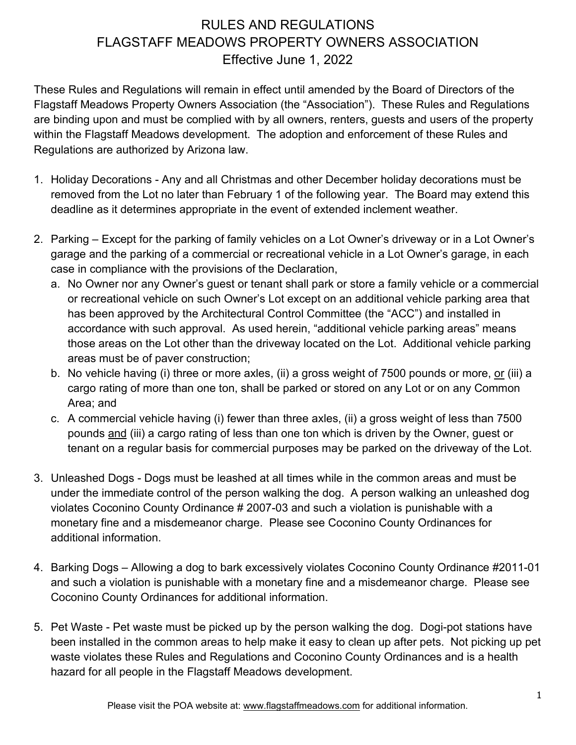# RULES AND REGULATIONS
# FLAGSTAFF MEADOWS PROPERTY OWNERS ASSOCIATION
## Effective June 1, 2022

These Rules and Regulations will remain in effect until amended by the Board of Directors of the Flagstaff Meadows Property Owners Association (the "Association"). These Rules and Regulations are binding upon and must be complied with by all owners, renters, guests and users of the property within the Flagstaff Meadows development. The adoption and enforcement of these Rules and Regulations are authorized by Arizona law.

1. Holiday Decorations - Any and all Christmas and other December holiday decorations must be removed from the Lot no later than February 1 of the following year. The Board may extend this deadline as it determines appropriate in the event of extended inclement weather.

2. Parking – Except for the parking of family vehicles on a Lot Owner's driveway or in a Lot Owner's garage and the parking of a commercial or recreational vehicle in a Lot Owner's garage, in each case in compliance with the provisions of the Declaration,
   a. No Owner nor any Owner's guest or tenant shall park or store a family vehicle or a commercial or recreational vehicle on such Owner's Lot except on an additional vehicle parking area that has been approved by the Architectural Control Committee (the "ACC") and installed in accordance with such approval. As used herein, "additional vehicle parking areas" means those areas on the Lot other than the driveway located on the Lot. Additional vehicle parking areas must be of paver construction;
   b. No vehicle having (i) three or more axles, (ii) a gross weight of 7500 pounds or more, <u>or</u> (iii) a cargo rating of more than one ton, shall be parked or stored on any Lot or on any Common Area; and
   c. A commercial vehicle having (i) fewer than three axles, (ii) a gross weight of less than 7500 pounds <u>and</u> (iii) a cargo rating of less than one ton which is driven by the Owner, guest or tenant on a regular basis for commercial purposes may be parked on the driveway of the Lot.

3. Unleashed Dogs - Dogs must be leashed at all times while in the common areas and must be under the immediate control of the person walking the dog. A person walking an unleashed dog violates Coconino County Ordinance # 2007-03 and such a violation is punishable with a monetary fine and a misdemeanor charge. Please see Coconino County Ordinances for additional information.

4. Barking Dogs – Allowing a dog to bark excessively violates Coconino County Ordinance #2011-01 and such a violation is punishable with a monetary fine and a misdemeanor charge. Please see Coconino County Ordinances for additional information.

5. Pet Waste - Pet waste must be picked up by the person walking the dog. Dogi-pot stations have been installed in the common areas to help make it easy to clean up after pets. Not picking up pet waste violates these Rules and Regulations and Coconino County Ordinances and is a health hazard for all people in the Flagstaff Meadows development.

Please visit the POA website at: www.flagstaffmeadows.com for additional information.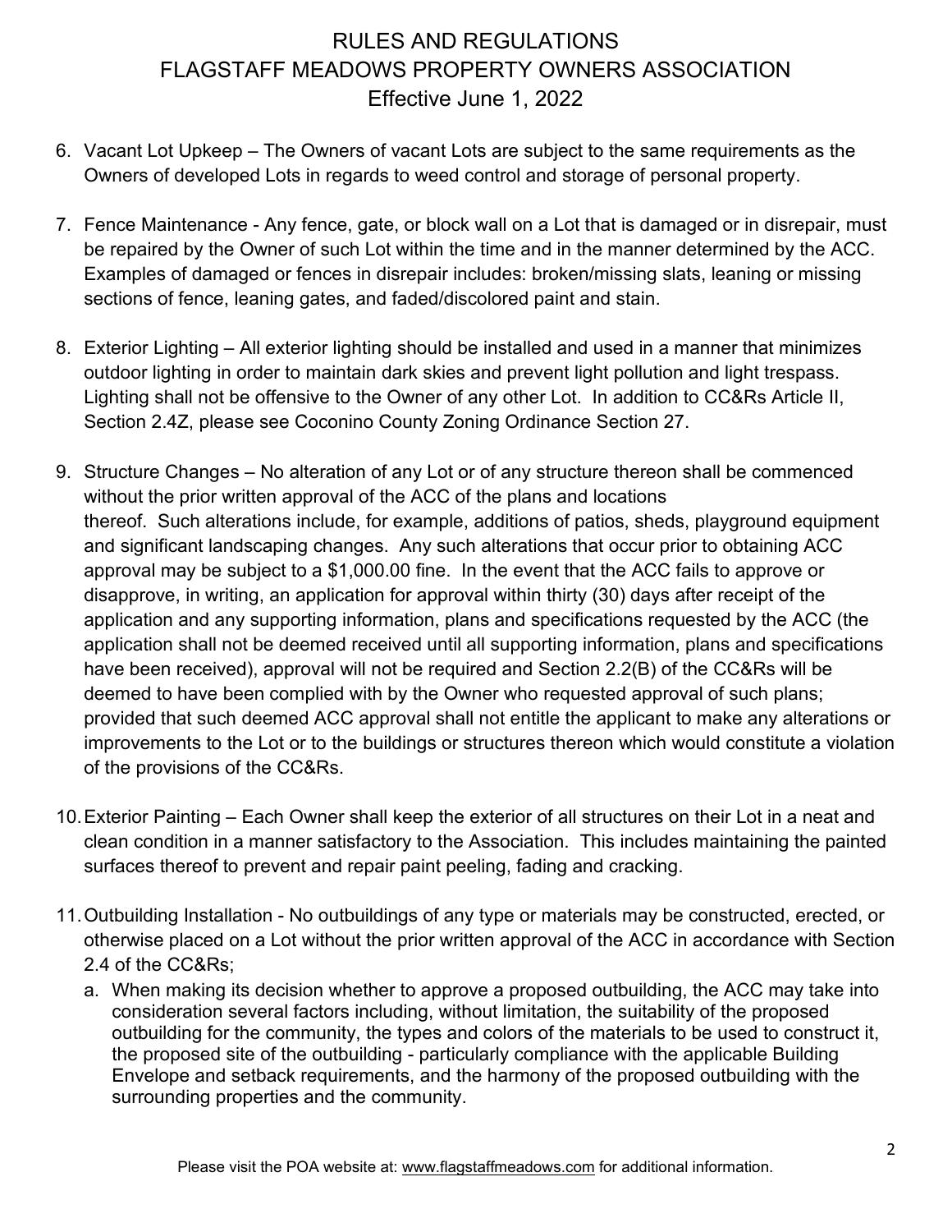6. Vacant Lot Upkeep – The Owners of vacant Lots are subject to the same requirements as the Owners of developed Lots in regards to weed control and storage of personal property.

7. Fence Maintenance - Any fence, gate, or block wall on a Lot that is damaged or in disrepair, must be repaired by the Owner of such Lot within the time and in the manner determined by the ACC. Examples of damaged or fences in disrepair includes: broken/missing slats, leaning or missing sections of fence, leaning gates, and faded/discolored paint and stain.

8. Exterior Lighting – All exterior lighting should be installed and used in a manner that minimizes outdoor lighting in order to maintain dark skies and prevent light pollution and light trespass. Lighting shall not be offensive to the Owner of any other Lot. In addition to CC&Rs Article II, Section 2.4Z, please see Coconino County Zoning Ordinance Section 27.

9. Structure Changes – No alteration of any Lot or of any structure thereon shall be commenced without the prior written approval of the ACC of the plans and locations thereof. Such alterations include, for example, additions of patios, sheds, playground equipment and significant landscaping changes. Any such alterations that occur prior to obtaining ACC approval may be subject to a $1,000.00 fine. In the event that the ACC fails to approve or disapprove, in writing, an application for approval within thirty (30) days after receipt of the application and any supporting information, plans and specifications requested by the ACC (the application shall not be deemed received until all supporting information, plans and specifications have been received), approval will not be required and Section 2.2(B) of the CC&Rs will be deemed to have been complied with by the Owner who requested approval of such plans; provided that such deemed ACC approval shall not entitle the applicant to make any alterations or improvements to the Lot or to the buildings or structures thereon which would constitute a violation of the provisions of the CC&Rs.

10. Exterior Painting – Each Owner shall keep the exterior of all structures on their Lot in a neat and clean condition in a manner satisfactory to the Association. This includes maintaining the painted surfaces thereof to prevent and repair paint peeling, fading and cracking.

11. Outbuilding Installation - No outbuildings of any type or materials may be constructed, erected, or otherwise placed on a Lot without the prior written approval of the ACC in accordance with Section 2.4 of the CC&Rs;
    a. When making its decision whether to approve a proposed outbuilding, the ACC may take into consideration several factors including, without limitation, the suitability of the proposed outbuilding for the community, the types and colors of the materials to be used to construct it, the proposed site of the outbuilding - particularly compliance with the applicable Building Envelope and setback requirements, and the harmony of the proposed outbuilding with the surrounding properties and the community.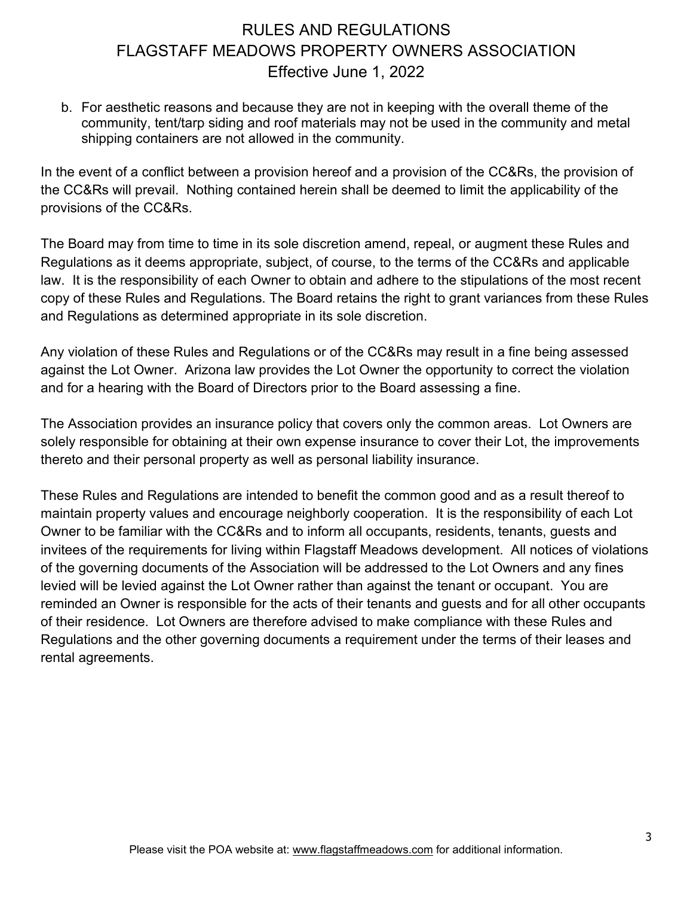b. For aesthetic reasons and because they are not in keeping with the overall theme of the community, tent/tarp siding and roof materials may not be used in the community and metal shipping containers are not allowed in the community.

In the event of a conflict between a provision hereof and a provision of the CC&Rs, the provision of the CC&Rs will prevail. Nothing contained herein shall be deemed to limit the applicability of the provisions of the CC&Rs.

The Board may from time to time in its sole discretion amend, repeal, or augment these Rules and Regulations as it deems appropriate, subject, of course, to the terms of the CC&Rs and applicable law. It is the responsibility of each Owner to obtain and adhere to the stipulations of the most recent copy of these Rules and Regulations. The Board retains the right to grant variances from these Rules and Regulations as determined appropriate in its sole discretion.

Any violation of these Rules and Regulations or of the CC&Rs may result in a fine being assessed against the Lot Owner. Arizona law provides the Lot Owner the opportunity to correct the violation and for a hearing with the Board of Directors prior to the Board assessing a fine.

The Association provides an insurance policy that covers only the common areas. Lot Owners are solely responsible for obtaining at their own expense insurance to cover their Lot, the improvements thereto and their personal property as well as personal liability insurance.

These Rules and Regulations are intended to benefit the common good and as a result thereof to maintain property values and encourage neighborly cooperation. It is the responsibility of each Lot Owner to be familiar with the CC&Rs and to inform all occupants, residents, tenants, guests and invitees of the requirements for living within Flagstaff Meadows development. All notices of violations of the governing documents of the Association will be addressed to the Lot Owners and any fines levied will be levied against the Lot Owner rather than against the tenant or occupant. You are reminded an Owner is responsible for the acts of their tenants and guests and for all other occupants of their residence. Lot Owners are therefore advised to make compliance with these Rules and Regulations and the other governing documents a requirement under the terms of their leases and rental agreements.